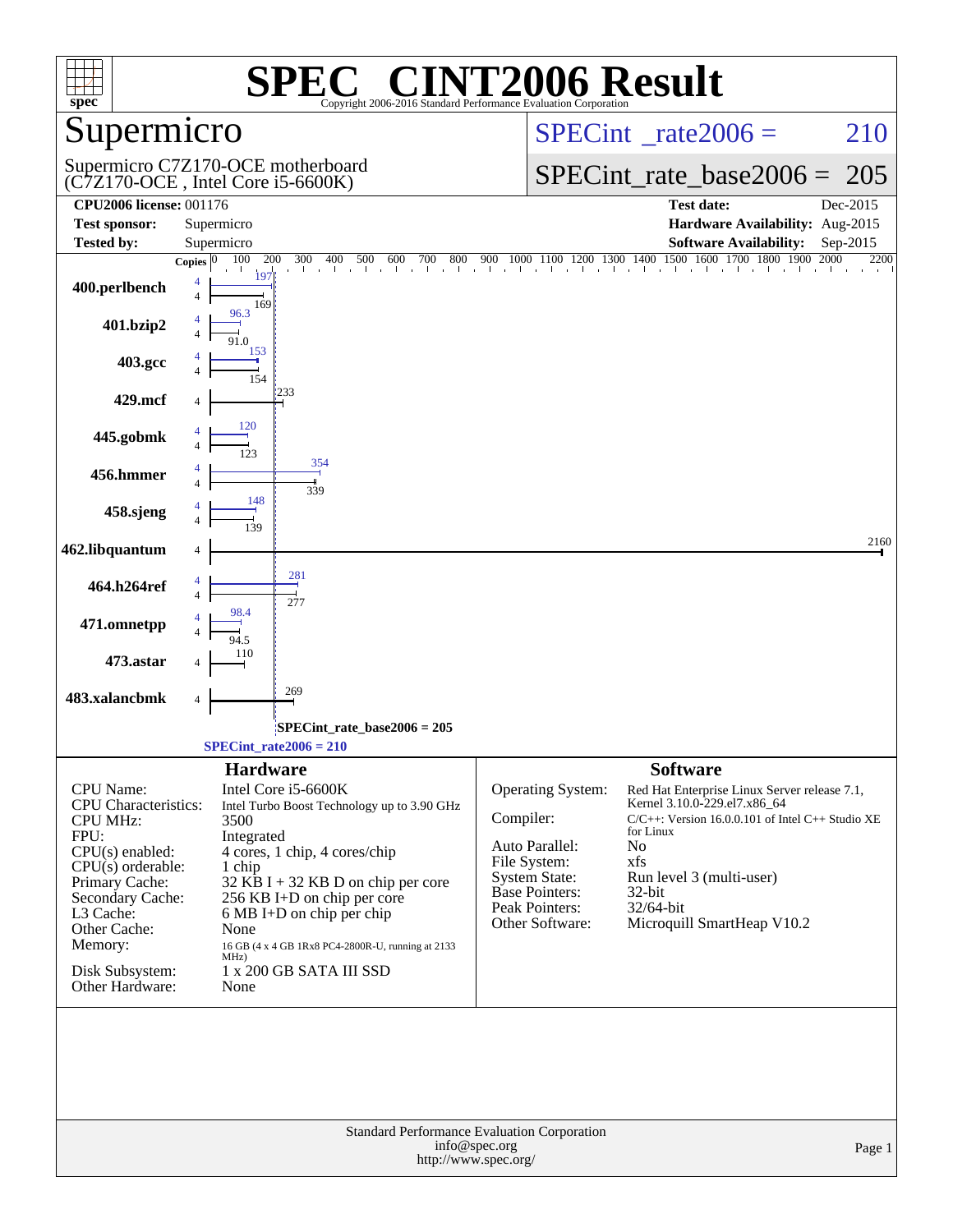# SPEC CINT2006 Result

Copyright 2006-2016 Standard Performance Evaluation Corporation

## Supermicro

Supermicro C7Z170-OCE motherboard
(C7Z170-OCE , Intel Core i5-6600K)

SPECint_rate2006 = 210

SPECint_rate_base2006 = 205

| | | | |
|---|---|---|---|
| **CPU2006 license:** | 001176 | **Test date:** | Dec-2015 |
| **Test sponsor:** | Supermicro | **Hardware Availability:** | Aug-2015 |
| **Tested by:** | Supermicro | **Software Availability:** | Sep-2015 |

| Benchmark | Copies (peak) | Peak | Copies (base) | Base |
|---|---|---|---|---|
| 400.perlbench | 4 | 197 | 4 | 169 |
| 401.bzip2 | 4 | 96.3 | 4 | 91.0 |
| 403.gcc | 4 | 153 | 4 | 154 |
| 429.mcf | | | 4 | 233 |
| 445.gobmk | 4 | 120 | 4 | 123 |
| 456.hmmer | 4 | 354 | 4 | 339 |
| 458.sjeng | 4 | 148 | 4 | 139 |
| 462.libquantum | | | 4 | 2160 |
| 464.h264ref | 4 | 281 | 4 | 277 |
| 471.omnetpp | 4 | 98.4 | 4 | 94.5 |
| 473.astar | | | 4 | 110 |
| 483.xalancbmk | | | 4 | 269 |

SPECint_rate_base2006 = 205

SPECint_rate2006 = 210

## Hardware

| | |
|---|---|
| CPU Name: | Intel Core i5-6600K |
| CPU Characteristics: | Intel Turbo Boost Technology up to 3.90 GHz |
| CPU MHz: | 3500 |
| FPU: | Integrated |
| CPU(s) enabled: | 4 cores, 1 chip, 4 cores/chip |
| CPU(s) orderable: | 1 chip |
| Primary Cache: | 32 KB I + 32 KB D on chip per core |
| Secondary Cache: | 256 KB I+D on chip per core |
| L3 Cache: | 6 MB I+D on chip per chip |
| Other Cache: | None |
| Memory: | 16 GB (4 x 4 GB 1Rx8 PC4-2800R-U, running at 2133 MHz) |
| Disk Subsystem: | 1 x 200 GB SATA III SSD |
| Other Hardware: | None |

## Software

| | |
|---|---|
| Operating System: | Red Hat Enterprise Linux Server release 7.1, Kernel 3.10.0-229.el7.x86_64 |
| Compiler: | C/C++: Version 16.0.0.101 of Intel C++ Studio XE for Linux |
| Auto Parallel: | No |
| File System: | xfs |
| System State: | Run level 3 (multi-user) |
| Base Pointers: | 32-bit |
| Peak Pointers: | 32/64-bit |
| Other Software: | Microquill SmartHeap V10.2 |

Standard Performance Evaluation Corporation
info@spec.org
http://www.spec.org/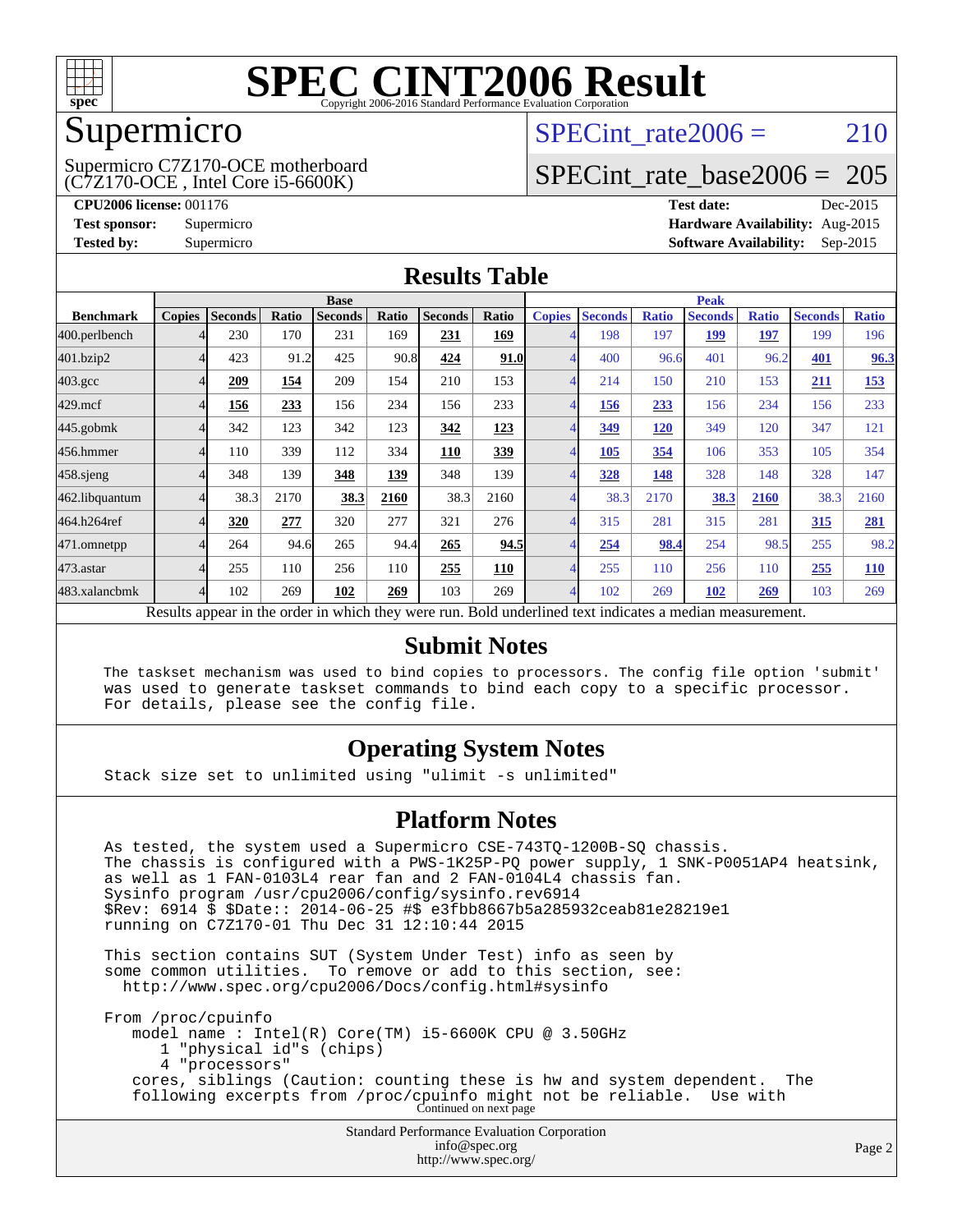# SPEC CINT2006 Result

Copyright 2006-2016 Standard Performance Evaluation Corporation

## Supermicro

Supermicro C7Z170-OCE motherboard (C7Z170-OCE , Intel Core i5-6600K)

SPECint_rate2006 = 210

SPECint_rate_base2006 = 205

**CPU2006 license:** 001176
**Test sponsor:** Supermicro
**Tested by:** Supermicro

**Test date:** Dec-2015
**Hardware Availability:** Aug-2015
**Software Availability:** Sep-2015

## Results Table

| Benchmark | Base | | | | | | | Peak | | | | | | |
|---|---|---|---|---|---|---|---|---|---|---|---|---|---|---|
| | Copies | Seconds | Ratio | Seconds | Ratio | Seconds | Ratio | Copies | Seconds | Ratio | Seconds | Ratio | Seconds | Ratio |
| 400.perlbench | 4 | 230 | 170 | 231 | 169 | **231** | **169** | 4 | 198 | 197 | **199** | **197** | 199 | 196 |
| 401.bzip2 | 4 | 423 | 91.2 | 425 | 90.8 | **424** | **91.0** | 4 | 400 | 96.6 | 401 | 96.2 | **401** | **96.3** |
| 403.gcc | 4 | **209** | **154** | 209 | 154 | 210 | 153 | 4 | 214 | 150 | 210 | 153 | **211** | **153** |
| 429.mcf | 4 | **156** | **233** | 156 | 234 | 156 | 233 | 4 | **156** | **233** | 156 | 234 | 156 | 233 |
| 445.gobmk | 4 | 342 | 123 | 342 | 123 | **342** | **123** | 4 | **349** | **120** | 349 | 120 | 347 | 121 |
| 456.hmmer | 4 | 110 | 339 | 112 | 334 | **110** | **339** | 4 | **105** | **354** | 106 | 353 | 105 | 354 |
| 458.sjeng | 4 | 348 | 139 | **348** | **139** | 348 | 139 | 4 | **328** | **148** | 328 | 148 | 328 | 147 |
| 462.libquantum | 4 | 38.3 | 2170 | **38.3** | **2160** | 38.3 | 2160 | 4 | 38.3 | 2170 | **38.3** | **2160** | 38.3 | 2160 |
| 464.h264ref | 4 | **320** | **277** | 320 | 277 | 321 | 276 | 4 | 315 | 281 | 315 | 281 | **315** | **281** |
| 471.omnetpp | 4 | 264 | 94.6 | 265 | 94.4 | **265** | **94.5** | 4 | **254** | **98.4** | 254 | 98.5 | 255 | 98.2 |
| 473.astar | 4 | 255 | 110 | 256 | 110 | **255** | **110** | 4 | 255 | 110 | 256 | 110 | **255** | **110** |
| 483.xalancbmk | 4 | 102 | 269 | **102** | **269** | 103 | 269 | 4 | 102 | 269 | **102** | **269** | 103 | 269 |

Results appear in the order in which they were run. Bold underlined text indicates a median measurement.

## Submit Notes

```
The taskset mechanism was used to bind copies to processors. The config file option 'submit'
was used to generate taskset commands to bind each copy to a specific processor.
For details, please see the config file.
```

## Operating System Notes

```
Stack size set to unlimited using "ulimit -s unlimited"
```

## Platform Notes

```
As tested, the system used a Supermicro CSE-743TQ-1200B-SQ chassis.
The chassis is configured with a PWS-1K25P-PQ power supply, 1 SNK-P0051AP4 heatsink,
as well as 1 FAN-0103L4 rear fan and 2 FAN-0104L4 chassis fan.
Sysinfo program /usr/cpu2006/config/sysinfo.rev6914
$Rev: 6914 $ $Date:: 2014-06-25 #$ e3fbb8667b5a285932ceab81e28219e1
running on C7Z170-01 Thu Dec 31 12:10:44 2015

This section contains SUT (System Under Test) info as seen by
some common utilities.  To remove or add to this section, see:
  http://www.spec.org/cpu2006/Docs/config.html#sysinfo

From /proc/cpuinfo
   model name : Intel(R) Core(TM) i5-6600K CPU @ 3.50GHz
      1 "physical id"s (chips)
      4 "processors"
   cores, siblings (Caution: counting these is hw and system dependent.  The
   following excerpts from /proc/cpuinfo might not be reliable.  Use with
```

Continued on next page

Standard Performance Evaluation Corporation
info@spec.org
http://www.spec.org/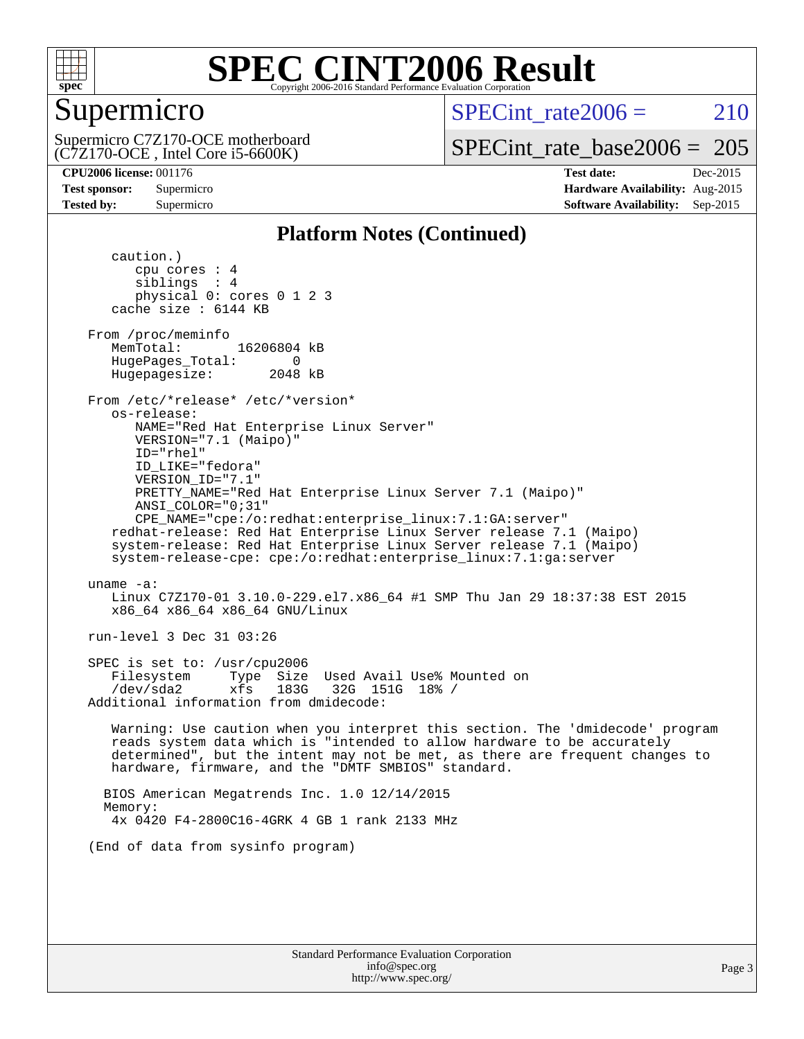# SPEC CINT2006 Result

## Supermicro

Supermicro C7Z170-OCE motherboard
(C7Z170-OCE , Intel Core i5-6600K)

SPECint_rate2006 = 210

SPECint_rate_base2006 = 205

| | | | |
|---|---|---|---|
| **CPU2006 license:** 001176 | | **Test date:** | Dec-2015 |
| **Test sponsor:** | Supermicro | **Hardware Availability:** | Aug-2015 |
| **Tested by:** | Supermicro | **Software Availability:** | Sep-2015 |

### Platform Notes (Continued)

```
      caution.)
         cpu cores : 4
         siblings  : 4
         physical 0: cores 0 1 2 3
      cache size : 6144 KB

   From /proc/meminfo
      MemTotal:       16206804 kB
      HugePages_Total:       0
      Hugepagesize:       2048 kB

   From /etc/*release* /etc/*version*
      os-release:
         NAME="Red Hat Enterprise Linux Server"
         VERSION="7.1 (Maipo)"
         ID="rhel"
         ID_LIKE="fedora"
         VERSION_ID="7.1"
         PRETTY_NAME="Red Hat Enterprise Linux Server 7.1 (Maipo)"
         ANSI_COLOR="0;31"
         CPE_NAME="cpe:/o:redhat:enterprise_linux:7.1:GA:server"
      redhat-release: Red Hat Enterprise Linux Server release 7.1 (Maipo)
      system-release: Red Hat Enterprise Linux Server release 7.1 (Maipo)
      system-release-cpe: cpe:/o:redhat:enterprise_linux:7.1:ga:server

   uname -a:
      Linux C7Z170-01 3.10.0-229.el7.x86_64 #1 SMP Thu Jan 29 18:37:38 EST 2015
      x86_64 x86_64 x86_64 GNU/Linux

   run-level 3 Dec 31 03:26

   SPEC is set to: /usr/cpu2006
      Filesystem     Type  Size  Used Avail Use% Mounted on
      /dev/sda2      xfs   183G   32G  151G  18% /
   Additional information from dmidecode:

      Warning: Use caution when you interpret this section. The 'dmidecode' program
      reads system data which is "intended to allow hardware to be accurately
      determined", but the intent may not be met, as there are frequent changes to
      hardware, firmware, and the "DMTF SMBIOS" standard.

     BIOS American Megatrends Inc. 1.0 12/14/2015
     Memory:
      4x 0420 F4-2800C16-4GRK 4 GB 1 rank 2133 MHz

   (End of data from sysinfo program)
```

Standard Performance Evaluation Corporation
info@spec.org
http://www.spec.org/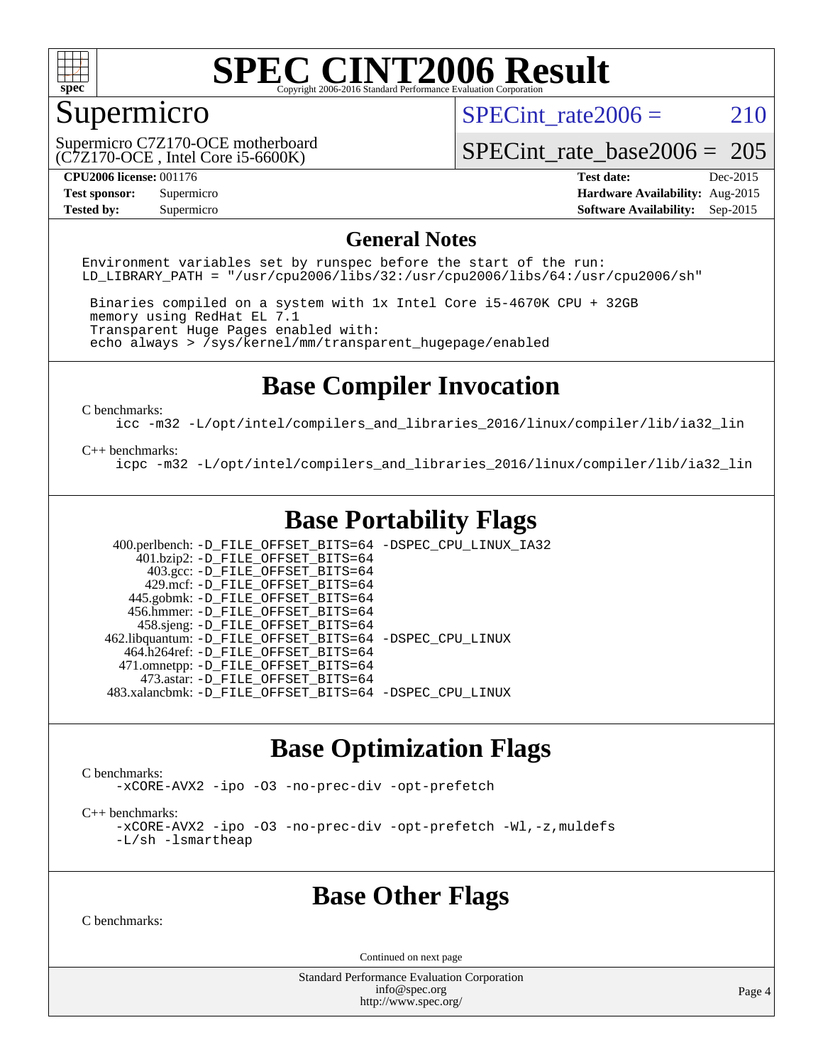# SPEC CINT2006 Result

Copyright 2006-2016 Standard Performance Evaluation Corporation

## Supermicro

Supermicro C7Z170-OCE motherboard
(C7Z170-OCE , Intel Core i5-6600K)

SPECint_rate2006 = 210

SPECint_rate_base2006 = 205

| | | | |
|---|---|---|---|
| **CPU2006 license:** 001176 | | **Test date:** | Dec-2015 |
| **Test sponsor:** | Supermicro | **Hardware Availability:** | Aug-2015 |
| **Tested by:** | Supermicro | **Software Availability:** | Sep-2015 |

## General Notes

```
Environment variables set by runspec before the start of the run:
LD_LIBRARY_PATH = "/usr/cpu2006/libs/32:/usr/cpu2006/libs/64:/usr/cpu2006/sh"

 Binaries compiled on a system with 1x Intel Core i5-4670K CPU + 32GB
 memory using RedHat EL 7.1
 Transparent Huge Pages enabled with:
 echo always > /sys/kernel/mm/transparent_hugepage/enabled
```

## Base Compiler Invocation

C benchmarks:

```
icc -m32 -L/opt/intel/compilers_and_libraries_2016/linux/compiler/lib/ia32_lin
```

C++ benchmarks:

```
icpc -m32 -L/opt/intel/compilers_and_libraries_2016/linux/compiler/lib/ia32_lin
```

## Base Portability Flags

| | |
|---|---|
| 400.perlbench: | -D_FILE_OFFSET_BITS=64 -DSPEC_CPU_LINUX_IA32 |
| 401.bzip2: | -D_FILE_OFFSET_BITS=64 |
| 403.gcc: | -D_FILE_OFFSET_BITS=64 |
| 429.mcf: | -D_FILE_OFFSET_BITS=64 |
| 445.gobmk: | -D_FILE_OFFSET_BITS=64 |
| 456.hmmer: | -D_FILE_OFFSET_BITS=64 |
| 458.sjeng: | -D_FILE_OFFSET_BITS=64 |
| 462.libquantum: | -D_FILE_OFFSET_BITS=64 -DSPEC_CPU_LINUX |
| 464.h264ref: | -D_FILE_OFFSET_BITS=64 |
| 471.omnetpp: | -D_FILE_OFFSET_BITS=64 |
| 473.astar: | -D_FILE_OFFSET_BITS=64 |
| 483.xalancbmk: | -D_FILE_OFFSET_BITS=64 -DSPEC_CPU_LINUX |

## Base Optimization Flags

C benchmarks:

```
-xCORE-AVX2 -ipo -O3 -no-prec-div -opt-prefetch
```

C++ benchmarks:

```
-xCORE-AVX2 -ipo -O3 -no-prec-div -opt-prefetch -Wl,-z,muldefs
-L/sh -lsmartheap
```

## Base Other Flags

C benchmarks:

Continued on next page

Standard Performance Evaluation Corporation
info@spec.org
http://www.spec.org/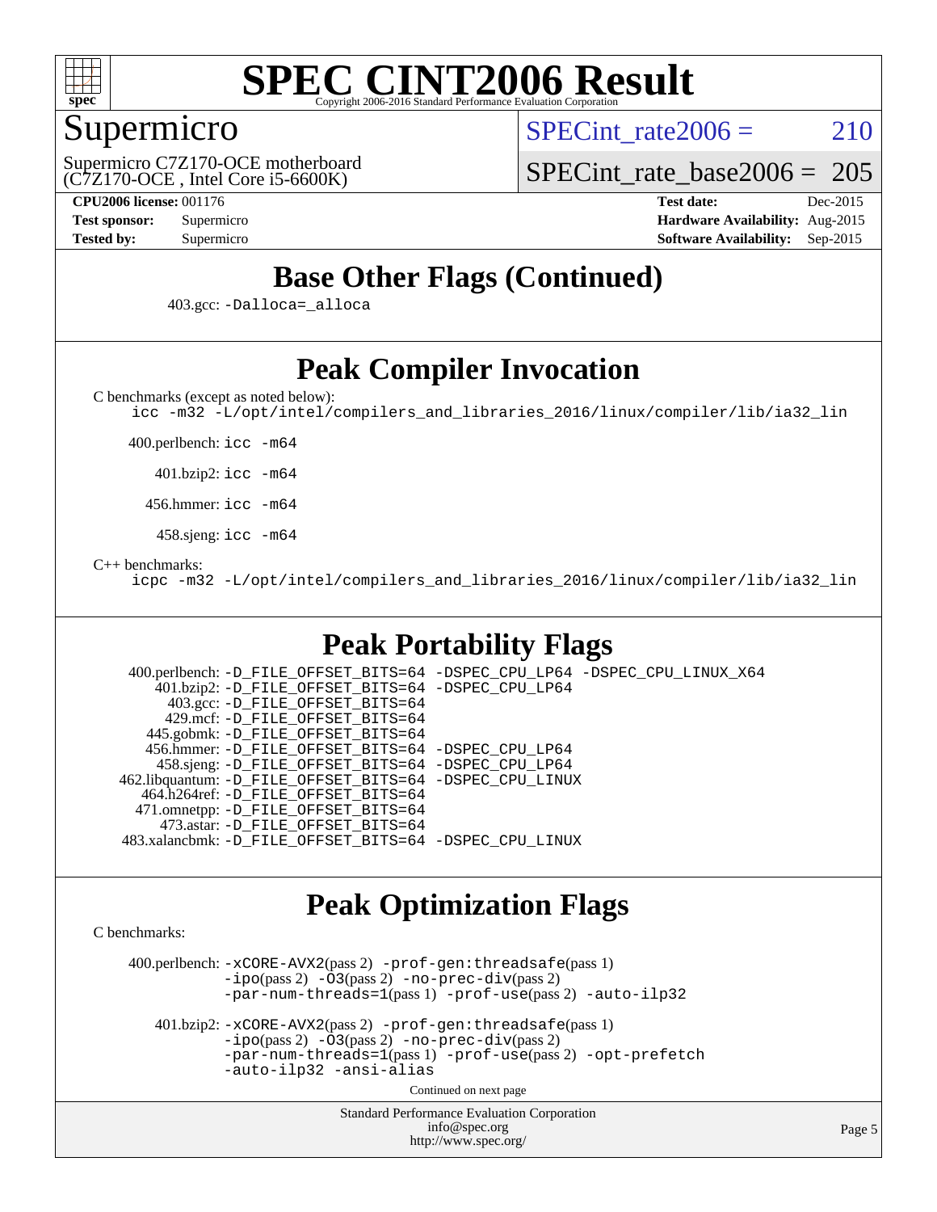# SPEC CINT2006 Result

Copyright 2006-2016 Standard Performance Evaluation Corporation

## Supermicro

Supermicro C7Z170-OCE motherboard
(C7Z170-OCE , Intel Core i5-6600K)

SPECint_rate2006 = 210

SPECint_rate_base2006 = 205

**CPU2006 license:** 001176
**Test sponsor:** Supermicro
**Tested by:** Supermicro

**Test date:** Dec-2015
**Hardware Availability:** Aug-2015
**Software Availability:** Sep-2015

## Base Other Flags (Continued)

403.gcc: `-Dalloca=_alloca`

## Peak Compiler Invocation

C benchmarks (except as noted below):
`icc -m32 -L/opt/intel/compilers_and_libraries_2016/linux/compiler/lib/ia32_lin`

400.perlbench: `icc -m64`

401.bzip2: `icc -m64`

456.hmmer: `icc -m64`

458.sjeng: `icc -m64`

C++ benchmarks:
`icpc -m32 -L/opt/intel/compilers_and_libraries_2016/linux/compiler/lib/ia32_lin`

## Peak Portability Flags

400.perlbench: `-D_FILE_OFFSET_BITS=64 -DSPEC_CPU_LP64 -DSPEC_CPU_LINUX_X64`
401.bzip2: `-D_FILE_OFFSET_BITS=64 -DSPEC_CPU_LP64`
403.gcc: `-D_FILE_OFFSET_BITS=64`
429.mcf: `-D_FILE_OFFSET_BITS=64`
445.gobmk: `-D_FILE_OFFSET_BITS=64`
456.hmmer: `-D_FILE_OFFSET_BITS=64 -DSPEC_CPU_LP64`
458.sjeng: `-D_FILE_OFFSET_BITS=64 -DSPEC_CPU_LP64`
462.libquantum: `-D_FILE_OFFSET_BITS=64 -DSPEC_CPU_LINUX`
464.h264ref: `-D_FILE_OFFSET_BITS=64`
471.omnetpp: `-D_FILE_OFFSET_BITS=64`
473.astar: `-D_FILE_OFFSET_BITS=64`
483.xalancbmk: `-D_FILE_OFFSET_BITS=64 -DSPEC_CPU_LINUX`

## Peak Optimization Flags

C benchmarks:

400.perlbench: `-xCORE-AVX2`(pass 2) `-prof-gen:threadsafe`(pass 1) `-ipo`(pass 2) `-O3`(pass 2) `-no-prec-div`(pass 2) `-par-num-threads=1`(pass 1) `-prof-use`(pass 2) `-auto-ilp32`

401.bzip2: `-xCORE-AVX2`(pass 2) `-prof-gen:threadsafe`(pass 1) `-ipo`(pass 2) `-O3`(pass 2) `-no-prec-div`(pass 2) `-par-num-threads=1`(pass 1) `-prof-use`(pass 2) `-opt-prefetch` `-auto-ilp32` `-ansi-alias`

Continued on next page

Standard Performance Evaluation Corporation
info@spec.org
http://www.spec.org/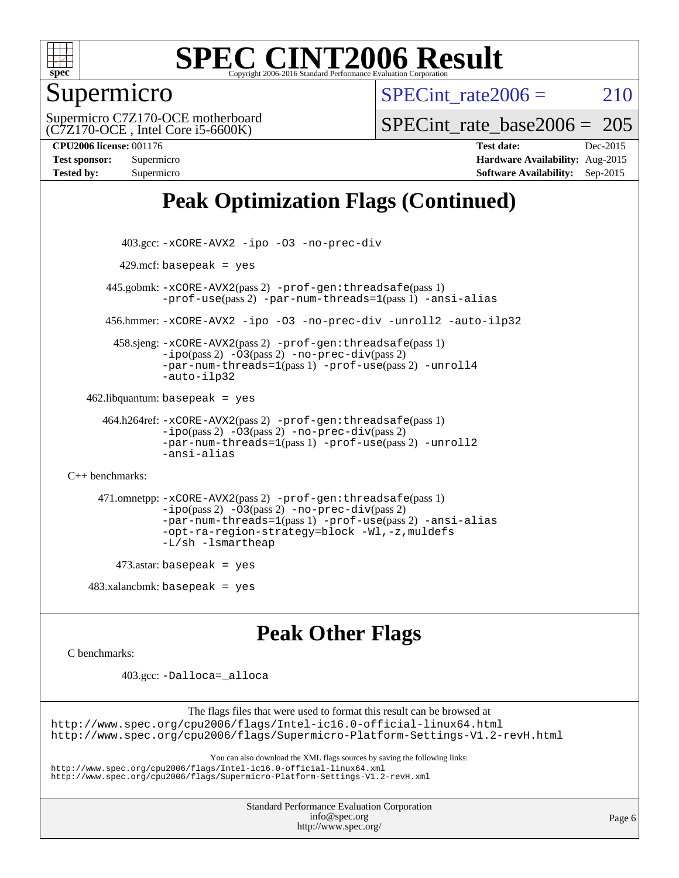# Peak Optimization Flags (Continued)

403.gcc: -xCORE-AVX2 -ipo -O3 -no-prec-div

429.mcf: basepeak = yes

445.gobmk: -xCORE-AVX2(pass 2) -prof-gen:threadsafe(pass 1) -prof-use(pass 2) -par-num-threads=1(pass 1) -ansi-alias

456.hmmer: -xCORE-AVX2 -ipo -O3 -no-prec-div -unroll2 -auto-ilp32

458.sjeng: -xCORE-AVX2(pass 2) -prof-gen:threadsafe(pass 1) -ipo(pass 2) -O3(pass 2) -no-prec-div(pass 2) -par-num-threads=1(pass 1) -prof-use(pass 2) -unroll4 -auto-ilp32

462.libquantum: basepeak = yes

464.h264ref: -xCORE-AVX2(pass 2) -prof-gen:threadsafe(pass 1) -ipo(pass 2) -O3(pass 2) -no-prec-div(pass 2) -par-num-threads=1(pass 1) -prof-use(pass 2) -unroll2 -ansi-alias

C++ benchmarks:

471.omnetpp: -xCORE-AVX2(pass 2) -prof-gen:threadsafe(pass 1) -ipo(pass 2) -O3(pass 2) -no-prec-div(pass 2) -par-num-threads=1(pass 1) -prof-use(pass 2) -ansi-alias -opt-ra-region-strategy=block -Wl,-z,muldefs -L/sh -lsmartheap

473.astar: basepeak = yes

483.xalancbmk: basepeak = yes

# Peak Other Flags

C benchmarks:

403.gcc: -Dalloca=_alloca

The flags files that were used to format this result can be browsed at
http://www.spec.org/cpu2006/flags/Intel-ic16.0-official-linux64.html
http://www.spec.org/cpu2006/flags/Supermicro-Platform-Settings-V1.2-revH.html

You can also download the XML flags sources by saving the following links:
http://www.spec.org/cpu2006/flags/Intel-ic16.0-official-linux64.xml
http://www.spec.org/cpu2006/flags/Supermicro-Platform-Settings-V1.2-revH.xml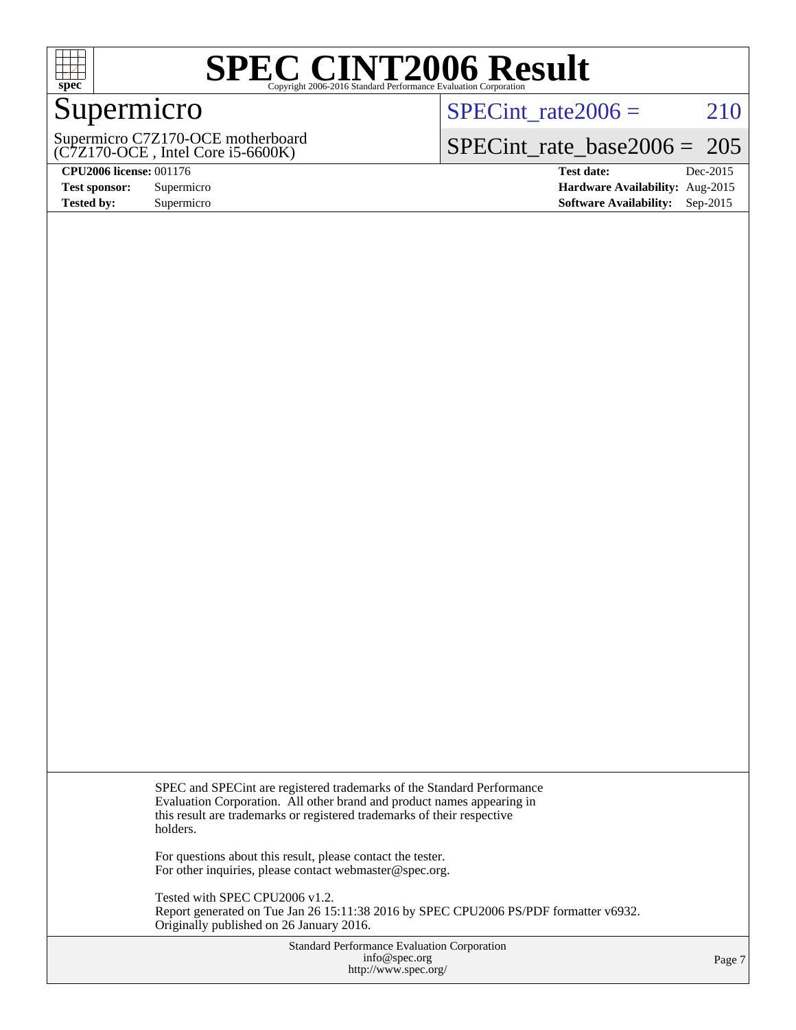SPEC and SPECint are registered trademarks of the Standard Performance Evaluation Corporation. All other brand and product names appearing in this result are trademarks or registered trademarks of their respective holders.

For questions about this result, please contact the tester.
For other inquiries, please contact webmaster@spec.org.

Tested with SPEC CPU2006 v1.2.
Report generated on Tue Jan 26 15:11:38 2016 by SPEC CPU2006 PS/PDF formatter v6932.
Originally published on 26 January 2016.